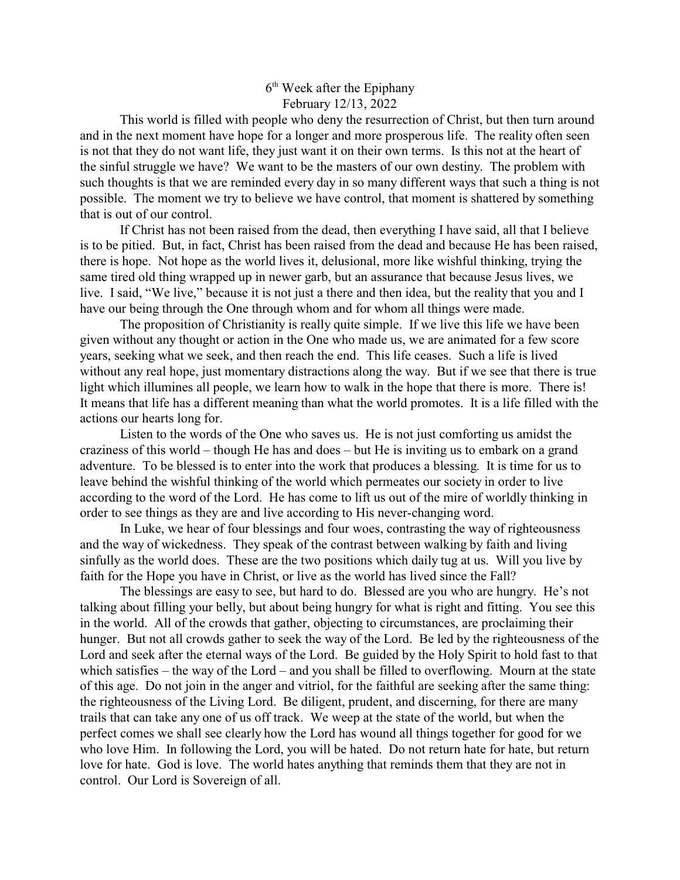# 6th Week after the Epiphany

# February 12/13, 2022

This world is filled with people who deny the resurrection of Christ, but then turn around and in the next moment have hope for a longer and more prosperous life. The reality often seen is not that they do not want life, they just want it on their own terms. Is this not at the heart of the sinful struggle we have? We want to be the masters of our own destiny. The problem with such thoughts is that we are reminded every day in so many different ways that such a thing is not possible. The moment we try to believe we have control, that moment is shattered by something that is out of our control.

If Christ has not been raised from the dead, then everything I have said, all that I believe is to be pitied. But, in fact, Christ has been raised from the dead and because He has been raised, there is hope. Not hope as the world lives it, delusional, more like wishful thinking, trying the same tired old thing wrapped up in newer garb, but an assurance that because Jesus lives, we live. I said, "We live," because it is not just a there and then idea, but the reality that you and I have our being through the One through whom and for whom all things were made.

The proposition of Christianity is really quite simple. If we live this life we have been given without any thought or action in the One who made us, we are animated for a few score years, seeking what we seek, and then reach the end. This life ceases. Such a life is lived without any real hope, just momentary distractions along the way. But if we see that there is true light which illumines all people, we learn how to walk in the hope that there is more. There is! It means that life has a different meaning than what the world promotes. It is a life filled with the actions our hearts long for.

Listen to the words of the One who saves us. He is not just comforting us amidst the craziness of this world – though He has and does – but He is inviting us to embark on a grand adventure. To be blessed is to enter into the work that produces a blessing. It is time for us to leave behind the wishful thinking of the world which permeates our society in order to live according to the word of the Lord. He has come to lift us out of the mire of worldly thinking in order to see things as they are and live according to His never-changing word.

In Luke, we hear of four blessings and four woes, contrasting the way of righteousness and the way of wickedness. They speak of the contrast between walking by faith and living sinfully as the world does. These are the two positions which daily tug at us. Will you live by faith for the Hope you have in Christ, or live as the world has lived since the Fall?

The blessings are easy to see, but hard to do. Blessed are you who are hungry. He's not talking about filling your belly, but about being hungry for what is right and fitting. You see this in the world. All of the crowds that gather, objecting to circumstances, are proclaiming their hunger. But not all crowds gather to seek the way of the Lord. Be led by the righteousness of the Lord and seek after the eternal ways of the Lord. Be guided by the Holy Spirit to hold fast to that which satisfies – the way of the Lord – and you shall be filled to overflowing. Mourn at the state of this age. Do not join in the anger and vitriol, for the faithful are seeking after the same thing: the righteousness of the Living Lord. Be diligent, prudent, and discerning, for there are many trails that can take any one of us off track. We weep at the state of the world, but when the perfect comes we shall see clearly how the Lord has wound all things together for good for we who love Him. In following the Lord, you will be hated. Do not return hate for hate, but return love for hate. God is love. The world hates anything that reminds them that they are not in control. Our Lord is Sovereign of all.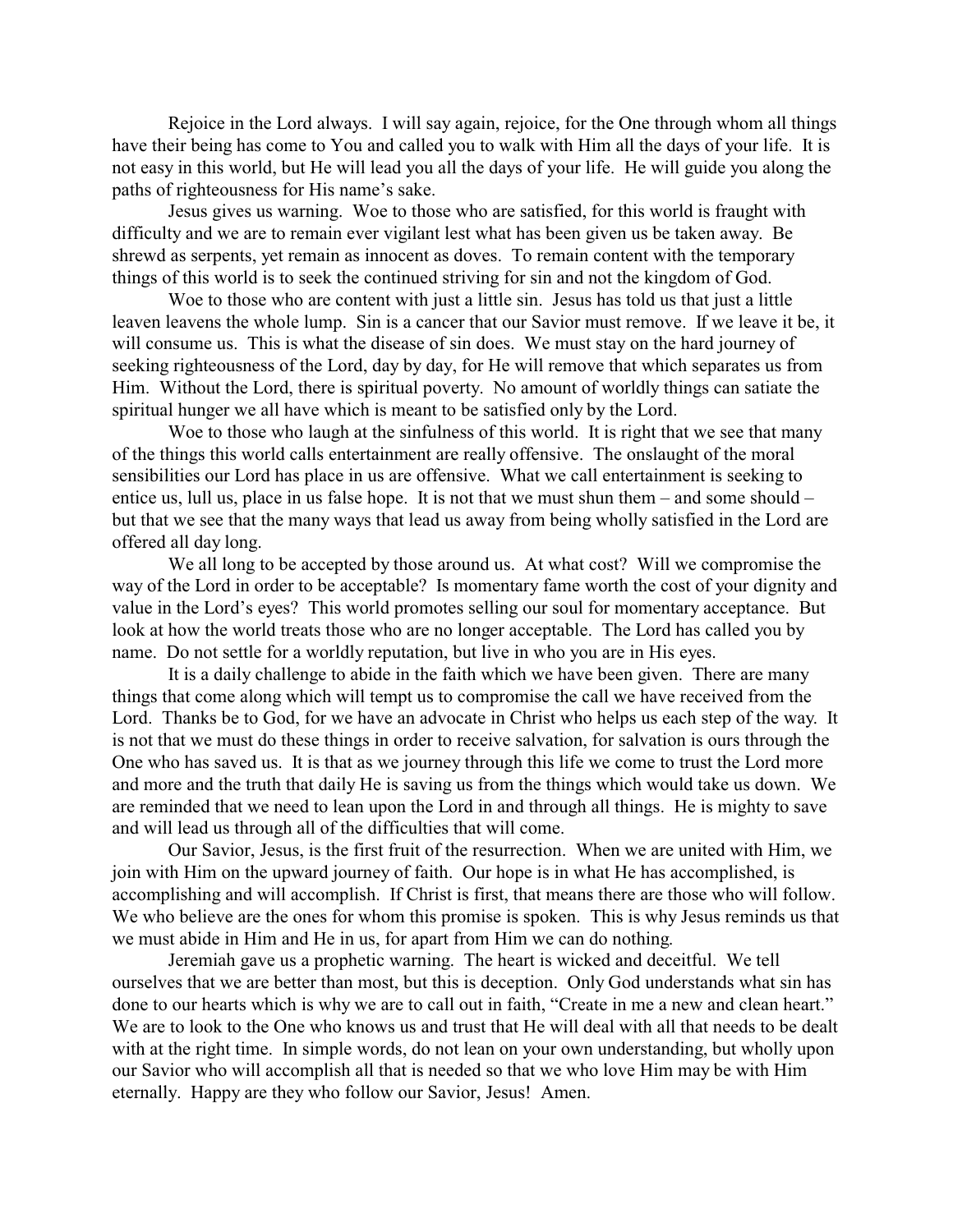Rejoice in the Lord always. I will say again, rejoice, for the One through whom all things have their being has come to You and called you to walk with Him all the days of your life. It is not easy in this world, but He will lead you all the days of your life. He will guide you along the paths of righteousness for His name's sake.

Jesus gives us warning. Woe to those who are satisfied, for this world is fraught with difficulty and we are to remain ever vigilant lest what has been given us be taken away. Be shrewd as serpents, yet remain as innocent as doves. To remain content with the temporary things of this world is to seek the continued striving for sin and not the kingdom of God.

Woe to those who are content with just a little sin. Jesus has told us that just a little leaven leavens the whole lump. Sin is a cancer that our Savior must remove. If we leave it be, it will consume us. This is what the disease of sin does. We must stay on the hard journey of seeking righteousness of the Lord, day by day, for He will remove that which separates us from Him. Without the Lord, there is spiritual poverty. No amount of worldly things can satiate the spiritual hunger we all have which is meant to be satisfied only by the Lord.

Woe to those who laugh at the sinfulness of this world. It is right that we see that many of the things this world calls entertainment are really offensive. The onslaught of the moral sensibilities our Lord has place in us are offensive. What we call entertainment is seeking to entice us, lull us, place in us false hope. It is not that we must shun them – and some should – but that we see that the many ways that lead us away from being wholly satisfied in the Lord are offered all day long.

We all long to be accepted by those around us. At what cost? Will we compromise the way of the Lord in order to be acceptable? Is momentary fame worth the cost of your dignity and value in the Lord's eyes? This world promotes selling our soul for momentary acceptance. But look at how the world treats those who are no longer acceptable. The Lord has called you by name. Do not settle for a worldly reputation, but live in who you are in His eyes.

It is a daily challenge to abide in the faith which we have been given. There are many things that come along which will tempt us to compromise the call we have received from the Lord. Thanks be to God, for we have an advocate in Christ who helps us each step of the way. It is not that we must do these things in order to receive salvation, for salvation is ours through the One who has saved us. It is that as we journey through this life we come to trust the Lord more and more and the truth that daily He is saving us from the things which would take us down. We are reminded that we need to lean upon the Lord in and through all things. He is mighty to save and will lead us through all of the difficulties that will come.

Our Savior, Jesus, is the first fruit of the resurrection. When we are united with Him, we join with Him on the upward journey of faith. Our hope is in what He has accomplished, is accomplishing and will accomplish. If Christ is first, that means there are those who will follow. We who believe are the ones for whom this promise is spoken. This is why Jesus reminds us that we must abide in Him and He in us, for apart from Him we can do nothing.

Jeremiah gave us a prophetic warning. The heart is wicked and deceitful. We tell ourselves that we are better than most, but this is deception. Only God understands what sin has done to our hearts which is why we are to call out in faith, "Create in me a new and clean heart." We are to look to the One who knows us and trust that He will deal with all that needs to be dealt with at the right time. In simple words, do not lean on your own understanding, but wholly upon our Savior who will accomplish all that is needed so that we who love Him may be with Him eternally. Happy are they who follow our Savior, Jesus! Amen.